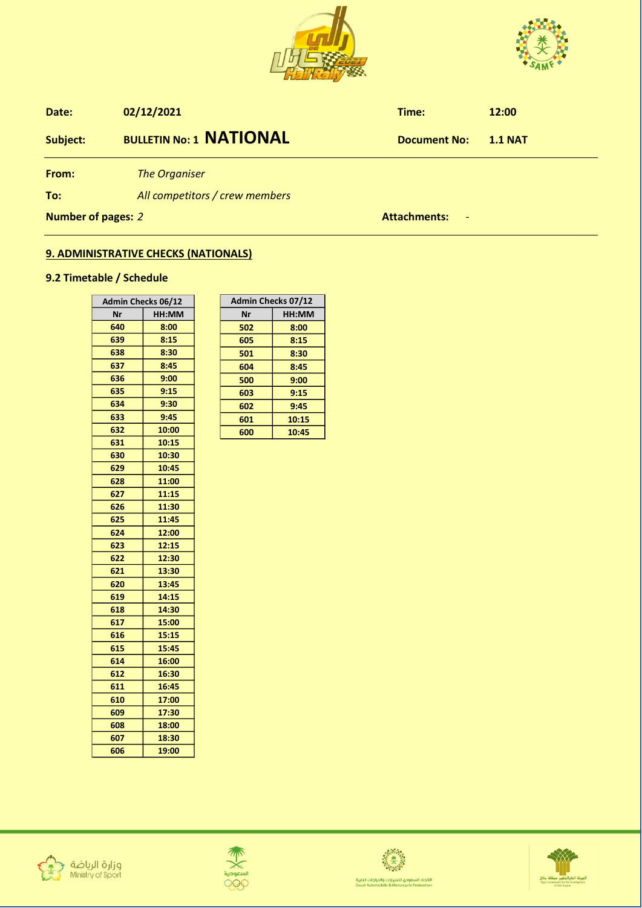| | | | |
|---|---|---|---|
| **Date:** | **02/12/2021** | **Time:** | **12:00** |
| **Subject:** | **BULLETIN No: 1 NATIONAL** | **Document No:** | **1.1 NAT** |

**From:** *The Organiser*

**To:** *All competitors / crew members*

**Number of pages:** *2* **Attachments:** -

## 9. ADMINISTRATIVE CHECKS (NATIONALS)

### 9.2 Timetable / Schedule

| Admin Checks 06/12 | |
|---|---|
| **Nr** | **HH:MM** |
| 640 | 8:00 |
| 639 | 8:15 |
| 638 | 8:30 |
| 637 | 8:45 |
| 636 | 9:00 |
| 635 | 9:15 |
| 634 | 9:30 |
| 633 | 9:45 |
| 632 | 10:00 |
| 631 | 10:15 |
| 630 | 10:30 |
| 629 | 10:45 |
| 628 | 11:00 |
| 627 | 11:15 |
| 626 | 11:30 |
| 625 | 11:45 |
| 624 | 12:00 |
| 623 | 12:15 |
| 622 | 12:30 |
| 621 | 13:30 |
| 620 | 13:45 |
| 619 | 14:15 |
| 618 | 14:30 |
| 617 | 15:00 |
| 616 | 15:15 |
| 615 | 15:45 |
| 614 | 16:00 |
| 612 | 16:30 |
| 611 | 16:45 |
| 610 | 17:00 |
| 609 | 17:30 |
| 608 | 18:00 |
| 607 | 18:30 |
| 606 | 19:00 |

| Admin Checks 07/12 | |
|---|---|
| **Nr** | **HH:MM** |
| 502 | 8:00 |
| 605 | 8:15 |
| 501 | 8:30 |
| 604 | 8:45 |
| 500 | 9:00 |
| 603 | 9:15 |
| 602 | 9:45 |
| 601 | 10:15 |
| 600 | 10:45 |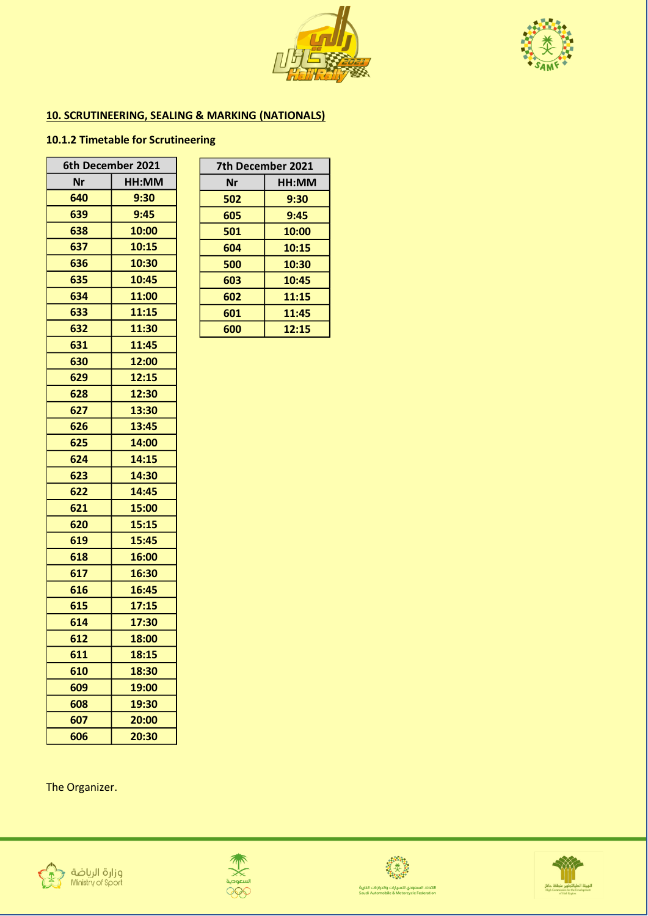## 10. SCRUTINEERING, SEALING & MARKING (NATIONALS)

### 10.1.2 Timetable for Scrutineering

| 6th December 2021 | |
|---|---|
| **Nr** | **HH:MM** |
| 640 | 9:30 |
| 639 | 9:45 |
| 638 | 10:00 |
| 637 | 10:15 |
| 636 | 10:30 |
| 635 | 10:45 |
| 634 | 11:00 |
| 633 | 11:15 |
| 632 | 11:30 |
| 631 | 11:45 |
| 630 | 12:00 |
| 629 | 12:15 |
| 628 | 12:30 |
| 627 | 13:30 |
| 626 | 13:45 |
| 625 | 14:00 |
| 624 | 14:15 |
| 623 | 14:30 |
| 622 | 14:45 |
| 621 | 15:00 |
| 620 | 15:15 |
| 619 | 15:45 |
| 618 | 16:00 |
| 617 | 16:30 |
| 616 | 16:45 |
| 615 | 17:15 |
| 614 | 17:30 |
| 612 | 18:00 |
| 611 | 18:15 |
| 610 | 18:30 |
| 609 | 19:00 |
| 608 | 19:30 |
| 607 | 20:00 |
| 606 | 20:30 |

| 7th December 2021 | |
|---|---|
| **Nr** | **HH:MM** |
| 502 | 9:30 |
| 605 | 9:45 |
| 501 | 10:00 |
| 604 | 10:15 |
| 500 | 10:30 |
| 603 | 10:45 |
| 602 | 11:15 |
| 601 | 11:45 |
| 600 | 12:15 |

The Organizer.